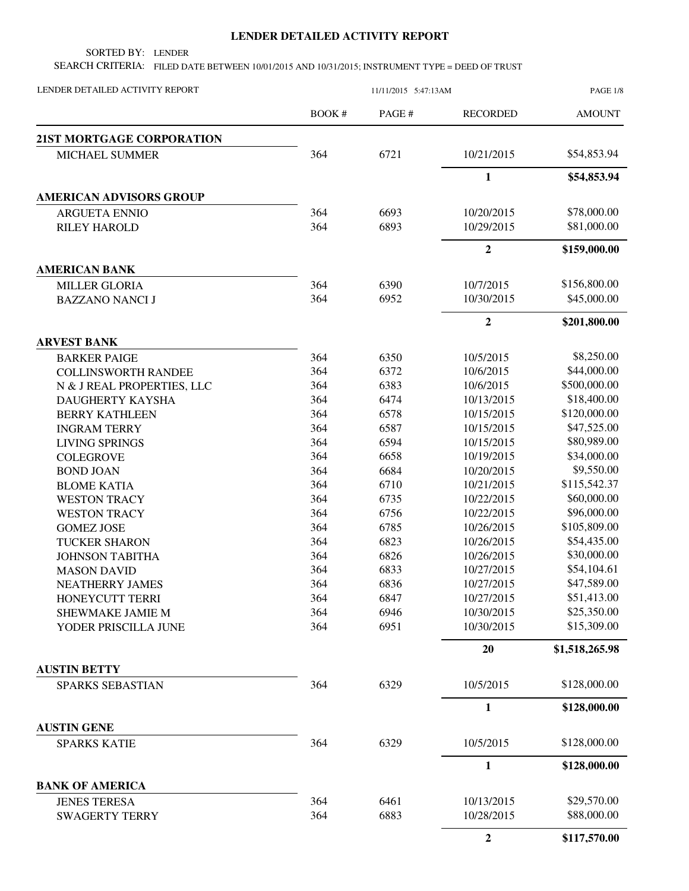# LENDER DETAILED ACTIVITY REPORT

SORTED BY: LENDER

SEARCH CRITERIA: FILED DATE BETWEEN 10/01/2015 AND 10/31/2015; INSTRUMENT TYPE = DEED OF TRUST

LENDER DETAILED ACTIVITY REPORT — 11/11/2015 5:47:13AM

| | BOOK # | PAGE # | RECORDED | AMOUNT |
|---|---|---|---|---|
| **21ST MORTGAGE CORPORATION** | | | | |
| MICHAEL SUMMER | 364 | 6721 | 10/21/2015 | $54,853.94 |
| | | | **1** | **$54,853.94** |
| **AMERICAN ADVISORS GROUP** | | | | |
| ARGUETA ENNIO | 364 | 6693 | 10/20/2015 | $78,000.00 |
| RILEY HAROLD | 364 | 6893 | 10/29/2015 | $81,000.00 |
| | | | **2** | **$159,000.00** |
| **AMERICAN BANK** | | | | |
| MILLER GLORIA | 364 | 6390 | 10/7/2015 | $156,800.00 |
| BAZZANO NANCI J | 364 | 6952 | 10/30/2015 | $45,000.00 |
| | | | **2** | **$201,800.00** |
| **ARVEST BANK** | | | | |
| BARKER PAIGE | 364 | 6350 | 10/5/2015 | $8,250.00 |
| COLLINSWORTH RANDEE | 364 | 6372 | 10/6/2015 | $44,000.00 |
| N & J REAL PROPERTIES, LLC | 364 | 6383 | 10/6/2015 | $500,000.00 |
| DAUGHERTY KAYSHA | 364 | 6474 | 10/13/2015 | $18,400.00 |
| BERRY KATHLEEN | 364 | 6578 | 10/15/2015 | $120,000.00 |
| INGRAM TERRY | 364 | 6587 | 10/15/2015 | $47,525.00 |
| LIVING SPRINGS | 364 | 6594 | 10/15/2015 | $80,989.00 |
| COLEGROVE | 364 | 6658 | 10/19/2015 | $34,000.00 |
| BOND JOAN | 364 | 6684 | 10/20/2015 | $9,550.00 |
| BLOME KATIA | 364 | 6710 | 10/21/2015 | $115,542.37 |
| WESTON TRACY | 364 | 6735 | 10/22/2015 | $60,000.00 |
| WESTON TRACY | 364 | 6756 | 10/22/2015 | $96,000.00 |
| GOMEZ JOSE | 364 | 6785 | 10/26/2015 | $105,809.00 |
| TUCKER SHARON | 364 | 6823 | 10/26/2015 | $54,435.00 |
| JOHNSON TABITHA | 364 | 6826 | 10/26/2015 | $30,000.00 |
| MASON DAVID | 364 | 6833 | 10/27/2015 | $54,104.61 |
| NEATHERRY JAMES | 364 | 6836 | 10/27/2015 | $47,589.00 |
| HONEYCUTT TERRI | 364 | 6847 | 10/27/2015 | $51,413.00 |
| SHEWMAKE JAMIE M | 364 | 6946 | 10/30/2015 | $25,350.00 |
| YODER PRISCILLA JUNE | 364 | 6951 | 10/30/2015 | $15,309.00 |
| | | | **20** | **$1,518,265.98** |
| **AUSTIN BETTY** | | | | |
| SPARKS SEBASTIAN | 364 | 6329 | 10/5/2015 | $128,000.00 |
| | | | **1** | **$128,000.00** |
| **AUSTIN GENE** | | | | |
| SPARKS KATIE | 364 | 6329 | 10/5/2015 | $128,000.00 |
| | | | **1** | **$128,000.00** |
| **BANK OF AMERICA** | | | | |
| JENES TERESA | 364 | 6461 | 10/13/2015 | $29,570.00 |
| SWAGERTY TERRY | 364 | 6883 | 10/28/2015 | $88,000.00 |
| | | | **2** | **$117,570.00** |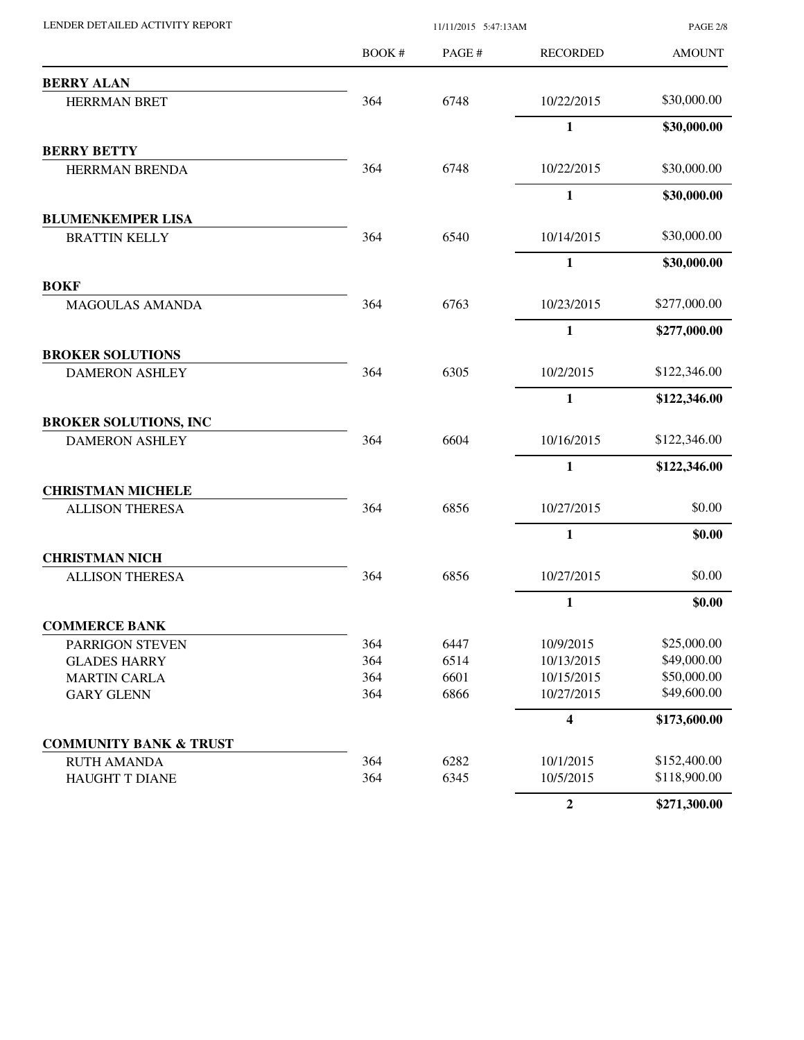| | BOOK # | PAGE # | RECORDED | AMOUNT |
|---|---|---|---|---|
| **BERRY ALAN** | | | | |
| HERRMAN BRET | 364 | 6748 | 10/22/2015 | $30,000.00 |
| | | | **1** | **$30,000.00** |
| **BERRY BETTY** | | | | |
| HERRMAN BRENDA | 364 | 6748 | 10/22/2015 | $30,000.00 |
| | | | **1** | **$30,000.00** |
| **BLUMENKEMPER LISA** | | | | |
| BRATTIN KELLY | 364 | 6540 | 10/14/2015 | $30,000.00 |
| | | | **1** | **$30,000.00** |
| **BOKF** | | | | |
| MAGOULAS AMANDA | 364 | 6763 | 10/23/2015 | $277,000.00 |
| | | | **1** | **$277,000.00** |
| **BROKER SOLUTIONS** | | | | |
| DAMERON ASHLEY | 364 | 6305 | 10/2/2015 | $122,346.00 |
| | | | **1** | **$122,346.00** |
| **BROKER SOLUTIONS, INC** | | | | |
| DAMERON ASHLEY | 364 | 6604 | 10/16/2015 | $122,346.00 |
| | | | **1** | **$122,346.00** |
| **CHRISTMAN MICHELE** | | | | |
| ALLISON THERESA | 364 | 6856 | 10/27/2015 | $0.00 |
| | | | **1** | **$0.00** |
| **CHRISTMAN NICH** | | | | |
| ALLISON THERESA | 364 | 6856 | 10/27/2015 | $0.00 |
| | | | **1** | **$0.00** |
| **COMMERCE BANK** | | | | |
| PARRIGON STEVEN | 364 | 6447 | 10/9/2015 | $25,000.00 |
| GLADES HARRY | 364 | 6514 | 10/13/2015 | $49,000.00 |
| MARTIN CARLA | 364 | 6601 | 10/15/2015 | $50,000.00 |
| GARY GLENN | 364 | 6866 | 10/27/2015 | $49,600.00 |
| | | | **4** | **$173,600.00** |
| **COMMUNITY BANK & TRUST** | | | | |
| RUTH AMANDA | 364 | 6282 | 10/1/2015 | $152,400.00 |
| HAUGHT T DIANE | 364 | 6345 | 10/5/2015 | $118,900.00 |
| | | | **2** | **$271,300.00** |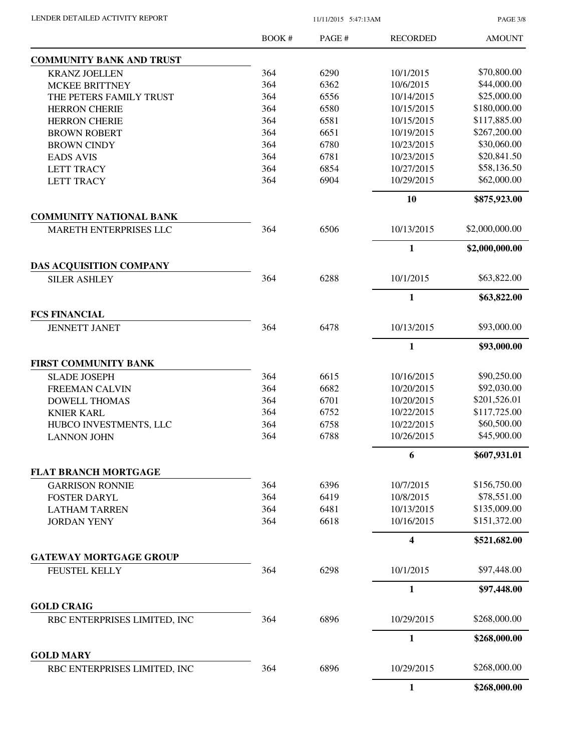| | BOOK # | PAGE # | RECORDED | AMOUNT |
|---|---|---|---|---|
| **COMMUNITY BANK AND TRUST** | | | | |
| KRANZ JOELLEN | 364 | 6290 | 10/1/2015 | $70,800.00 |
| MCKEE BRITTNEY | 364 | 6362 | 10/6/2015 | $44,000.00 |
| THE PETERS FAMILY TRUST | 364 | 6556 | 10/14/2015 | $25,000.00 |
| HERRON CHERIE | 364 | 6580 | 10/15/2015 | $180,000.00 |
| HERRON CHERIE | 364 | 6581 | 10/15/2015 | $117,885.00 |
| BROWN ROBERT | 364 | 6651 | 10/19/2015 | $267,200.00 |
| BROWN CINDY | 364 | 6780 | 10/23/2015 | $30,060.00 |
| EADS AVIS | 364 | 6781 | 10/23/2015 | $20,841.50 |
| LETT TRACY | 364 | 6854 | 10/27/2015 | $58,136.50 |
| LETT TRACY | 364 | 6904 | 10/29/2015 | $62,000.00 |
| | | | **10** | **$875,923.00** |
| **COMMUNITY NATIONAL BANK** | | | | |
| MARETH ENTERPRISES LLC | 364 | 6506 | 10/13/2015 | $2,000,000.00 |
| | | | **1** | **$2,000,000.00** |
| **DAS ACQUISITION COMPANY** | | | | |
| SILER ASHLEY | 364 | 6288 | 10/1/2015 | $63,822.00 |
| | | | **1** | **$63,822.00** |
| **FCS FINANCIAL** | | | | |
| JENNETT JANET | 364 | 6478 | 10/13/2015 | $93,000.00 |
| | | | **1** | **$93,000.00** |
| **FIRST COMMUNITY BANK** | | | | |
| SLADE JOSEPH | 364 | 6615 | 10/16/2015 | $90,250.00 |
| FREEMAN CALVIN | 364 | 6682 | 10/20/2015 | $92,030.00 |
| DOWELL THOMAS | 364 | 6701 | 10/20/2015 | $201,526.01 |
| KNIER KARL | 364 | 6752 | 10/22/2015 | $117,725.00 |
| HUBCO INVESTMENTS, LLC | 364 | 6758 | 10/22/2015 | $60,500.00 |
| LANNON JOHN | 364 | 6788 | 10/26/2015 | $45,900.00 |
| | | | **6** | **$607,931.01** |
| **FLAT BRANCH MORTGAGE** | | | | |
| GARRISON RONNIE | 364 | 6396 | 10/7/2015 | $156,750.00 |
| FOSTER DARYL | 364 | 6419 | 10/8/2015 | $78,551.00 |
| LATHAM TARREN | 364 | 6481 | 10/13/2015 | $135,009.00 |
| JORDAN YENY | 364 | 6618 | 10/16/2015 | $151,372.00 |
| | | | **4** | **$521,682.00** |
| **GATEWAY MORTGAGE GROUP** | | | | |
| FEUSTEL KELLY | 364 | 6298 | 10/1/2015 | $97,448.00 |
| | | | **1** | **$97,448.00** |
| **GOLD CRAIG** | | | | |
| RBC ENTERPRISES LIMITED, INC | 364 | 6896 | 10/29/2015 | $268,000.00 |
| | | | **1** | **$268,000.00** |
| **GOLD MARY** | | | | |
| RBC ENTERPRISES LIMITED, INC | 364 | 6896 | 10/29/2015 | $268,000.00 |
| | | | **1** | **$268,000.00** |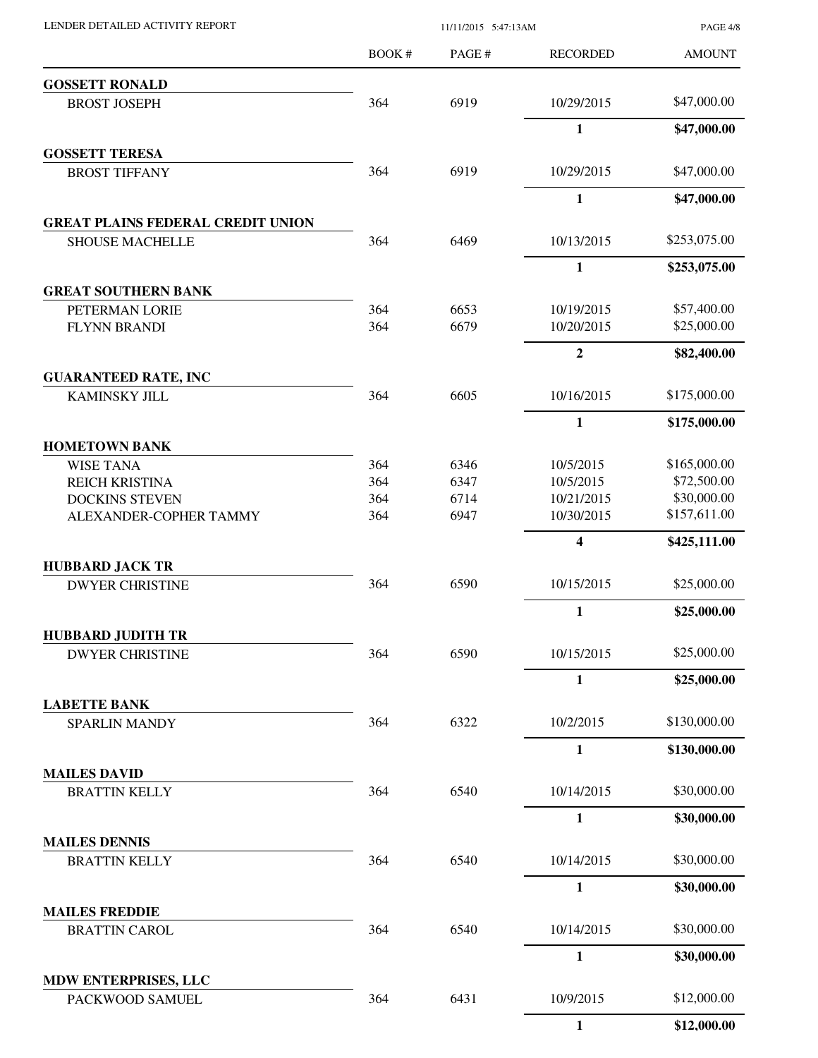| | BOOK # | PAGE # | RECORDED | AMOUNT |
|---|---|---|---|---|
| **GOSSETT RONALD** | | | | |
| BROST JOSEPH | 364 | 6919 | 10/29/2015 | $47,000.00 |
| | | | **1** | **$47,000.00** |
| **GOSSETT TERESA** | | | | |
| BROST TIFFANY | 364 | 6919 | 10/29/2015 | $47,000.00 |
| | | | **1** | **$47,000.00** |
| **GREAT PLAINS FEDERAL CREDIT UNION** | | | | |
| SHOUSE MACHELLE | 364 | 6469 | 10/13/2015 | $253,075.00 |
| | | | **1** | **$253,075.00** |
| **GREAT SOUTHERN BANK** | | | | |
| PETERMAN LORIE | 364 | 6653 | 10/19/2015 | $57,400.00 |
| FLYNN BRANDI | 364 | 6679 | 10/20/2015 | $25,000.00 |
| | | | **2** | **$82,400.00** |
| **GUARANTEED RATE, INC** | | | | |
| KAMINSKY JILL | 364 | 6605 | 10/16/2015 | $175,000.00 |
| | | | **1** | **$175,000.00** |
| **HOMETOWN BANK** | | | | |
| WISE TANA | 364 | 6346 | 10/5/2015 | $165,000.00 |
| REICH KRISTINA | 364 | 6347 | 10/5/2015 | $72,500.00 |
| DOCKINS STEVEN | 364 | 6714 | 10/21/2015 | $30,000.00 |
| ALEXANDER-COPHER TAMMY | 364 | 6947 | 10/30/2015 | $157,611.00 |
| | | | **4** | **$425,111.00** |
| **HUBBARD JACK TR** | | | | |
| DWYER CHRISTINE | 364 | 6590 | 10/15/2015 | $25,000.00 |
| | | | **1** | **$25,000.00** |
| **HUBBARD JUDITH TR** | | | | |
| DWYER CHRISTINE | 364 | 6590 | 10/15/2015 | $25,000.00 |
| | | | **1** | **$25,000.00** |
| **LABETTE BANK** | | | | |
| SPARLIN MANDY | 364 | 6322 | 10/2/2015 | $130,000.00 |
| | | | **1** | **$130,000.00** |
| **MAILES DAVID** | | | | |
| BRATTIN KELLY | 364 | 6540 | 10/14/2015 | $30,000.00 |
| | | | **1** | **$30,000.00** |
| **MAILES DENNIS** | | | | |
| BRATTIN KELLY | 364 | 6540 | 10/14/2015 | $30,000.00 |
| | | | **1** | **$30,000.00** |
| **MAILES FREDDIE** | | | | |
| BRATTIN CAROL | 364 | 6540 | 10/14/2015 | $30,000.00 |
| | | | **1** | **$30,000.00** |
| **MDW ENTERPRISES, LLC** | | | | |
| PACKWOOD SAMUEL | 364 | 6431 | 10/9/2015 | $12,000.00 |
| | | | **1** | **$12,000.00** |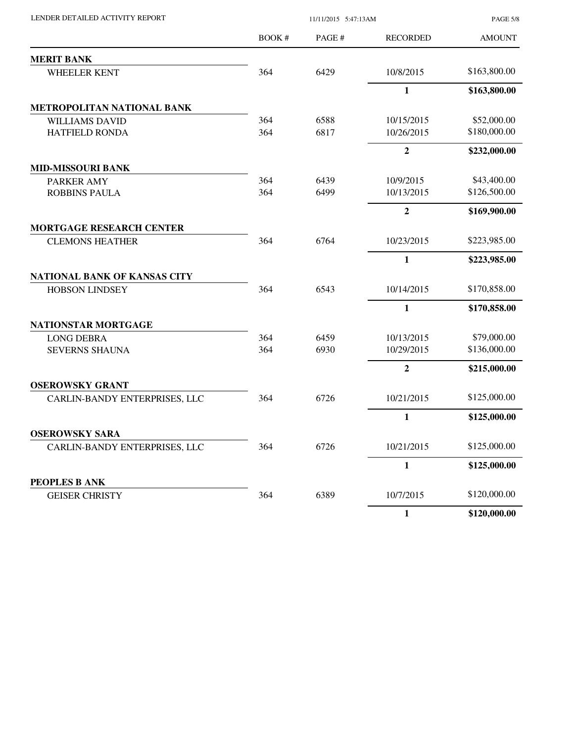| | BOOK # | PAGE # | RECORDED | AMOUNT |
|---|---|---|---|---|
| **MERIT BANK** | | | | |
| WHEELER KENT | 364 | 6429 | 10/8/2015 | $163,800.00 |
| | | | **1** | **$163,800.00** |
| **METROPOLITAN NATIONAL BANK** | | | | |
| WILLIAMS DAVID | 364 | 6588 | 10/15/2015 | $52,000.00 |
| HATFIELD RONDA | 364 | 6817 | 10/26/2015 | $180,000.00 |
| | | | **2** | **$232,000.00** |
| **MID-MISSOURI BANK** | | | | |
| PARKER AMY | 364 | 6439 | 10/9/2015 | $43,400.00 |
| ROBBINS PAULA | 364 | 6499 | 10/13/2015 | $126,500.00 |
| | | | **2** | **$169,900.00** |
| **MORTGAGE RESEARCH CENTER** | | | | |
| CLEMONS HEATHER | 364 | 6764 | 10/23/2015 | $223,985.00 |
| | | | **1** | **$223,985.00** |
| **NATIONAL BANK OF KANSAS CITY** | | | | |
| HOBSON LINDSEY | 364 | 6543 | 10/14/2015 | $170,858.00 |
| | | | **1** | **$170,858.00** |
| **NATIONSTAR MORTGAGE** | | | | |
| LONG DEBRA | 364 | 6459 | 10/13/2015 | $79,000.00 |
| SEVERNS SHAUNA | 364 | 6930 | 10/29/2015 | $136,000.00 |
| | | | **2** | **$215,000.00** |
| **OSEROWSKY GRANT** | | | | |
| CARLIN-BANDY ENTERPRISES, LLC | 364 | 6726 | 10/21/2015 | $125,000.00 |
| | | | **1** | **$125,000.00** |
| **OSEROWSKY SARA** | | | | |
| CARLIN-BANDY ENTERPRISES, LLC | 364 | 6726 | 10/21/2015 | $125,000.00 |
| | | | **1** | **$125,000.00** |
| **PEOPLES B ANK** | | | | |
| GEISER CHRISTY | 364 | 6389 | 10/7/2015 | $120,000.00 |
| | | | **1** | **$120,000.00** |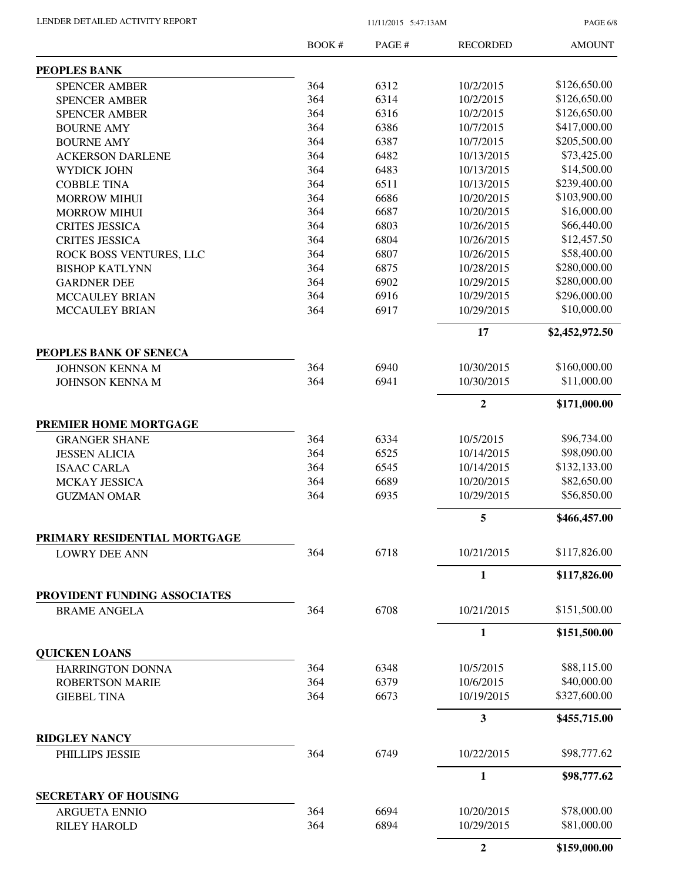LENDER DETAILED ACTIVITY REPORT

11/11/2015 5:47:13AM

| | BOOK # | PAGE # | RECORDED | AMOUNT |
|---|---|---|---|---|
| **PEOPLES BANK** | | | | |
| SPENCER AMBER | 364 | 6312 | 10/2/2015 | \$126,650.00 |
| SPENCER AMBER | 364 | 6314 | 10/2/2015 | \$126,650.00 |
| SPENCER AMBER | 364 | 6316 | 10/2/2015 | \$126,650.00 |
| BOURNE AMY | 364 | 6386 | 10/7/2015 | \$417,000.00 |
| BOURNE AMY | 364 | 6387 | 10/7/2015 | \$205,500.00 |
| ACKERSON DARLENE | 364 | 6482 | 10/13/2015 | \$73,425.00 |
| WYDICK JOHN | 364 | 6483 | 10/13/2015 | \$14,500.00 |
| COBBLE TINA | 364 | 6511 | 10/13/2015 | \$239,400.00 |
| MORROW MIHUI | 364 | 6686 | 10/20/2015 | \$103,900.00 |
| MORROW MIHUI | 364 | 6687 | 10/20/2015 | \$16,000.00 |
| CRITES JESSICA | 364 | 6803 | 10/26/2015 | \$66,440.00 |
| CRITES JESSICA | 364 | 6804 | 10/26/2015 | \$12,457.50 |
| ROCK BOSS VENTURES, LLC | 364 | 6807 | 10/26/2015 | \$58,400.00 |
| BISHOP KATLYNN | 364 | 6875 | 10/28/2015 | \$280,000.00 |
| GARDNER DEE | 364 | 6902 | 10/29/2015 | \$280,000.00 |
| MCCAULEY BRIAN | 364 | 6916 | 10/29/2015 | \$296,000.00 |
| MCCAULEY BRIAN | 364 | 6917 | 10/29/2015 | \$10,000.00 |
| | | | **17** | **\$2,452,972.50** |
| **PEOPLES BANK OF SENECA** | | | | |
| JOHNSON KENNA M | 364 | 6940 | 10/30/2015 | \$160,000.00 |
| JOHNSON KENNA M | 364 | 6941 | 10/30/2015 | \$11,000.00 |
| | | | **2** | **\$171,000.00** |
| **PREMIER HOME MORTGAGE** | | | | |
| GRANGER SHANE | 364 | 6334 | 10/5/2015 | \$96,734.00 |
| JESSEN ALICIA | 364 | 6525 | 10/14/2015 | \$98,090.00 |
| ISAAC CARLA | 364 | 6545 | 10/14/2015 | \$132,133.00 |
| MCKAY JESSICA | 364 | 6689 | 10/20/2015 | \$82,650.00 |
| GUZMAN OMAR | 364 | 6935 | 10/29/2015 | \$56,850.00 |
| | | | **5** | **\$466,457.00** |
| **PRIMARY RESIDENTIAL MORTGAGE** | | | | |
| LOWRY DEE ANN | 364 | 6718 | 10/21/2015 | \$117,826.00 |
| | | | **1** | **\$117,826.00** |
| **PROVIDENT FUNDING ASSOCIATES** | | | | |
| BRAME ANGELA | 364 | 6708 | 10/21/2015 | \$151,500.00 |
| | | | **1** | **\$151,500.00** |
| **QUICKEN LOANS** | | | | |
| HARRINGTON DONNA | 364 | 6348 | 10/5/2015 | \$88,115.00 |
| ROBERTSON MARIE | 364 | 6379 | 10/6/2015 | \$40,000.00 |
| GIEBEL TINA | 364 | 6673 | 10/19/2015 | \$327,600.00 |
| | | | **3** | **\$455,715.00** |
| **RIDGLEY NANCY** | | | | |
| PHILLIPS JESSIE | 364 | 6749 | 10/22/2015 | \$98,777.62 |
| | | | **1** | **\$98,777.62** |
| **SECRETARY OF HOUSING** | | | | |
| ARGUETA ENNIO | 364 | 6694 | 10/20/2015 | \$78,000.00 |
| RILEY HAROLD | 364 | 6894 | 10/29/2015 | \$81,000.00 |
| | | | **2** | **\$159,000.00** |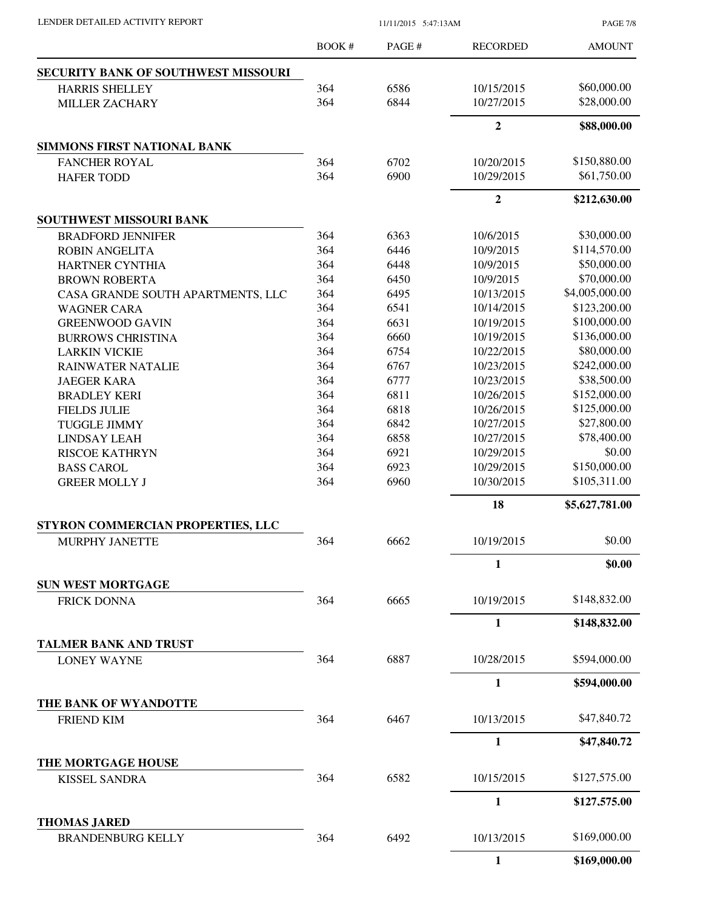| | BOOK # | PAGE # | RECORDED | AMOUNT |
|---|---|---|---|---|
| **SECURITY BANK OF SOUTHWEST MISSOURI** | | | | |
| HARRIS SHELLEY | 364 | 6586 | 10/15/2015 | $60,000.00 |
| MILLER ZACHARY | 364 | 6844 | 10/27/2015 | $28,000.00 |
| | | | **2** | **$88,000.00** |
| **SIMMONS FIRST NATIONAL BANK** | | | | |
| FANCHER ROYAL | 364 | 6702 | 10/20/2015 | $150,880.00 |
| HAFER TODD | 364 | 6900 | 10/29/2015 | $61,750.00 |
| | | | **2** | **$212,630.00** |
| **SOUTHWEST MISSOURI BANK** | | | | |
| BRADFORD JENNIFER | 364 | 6363 | 10/6/2015 | $30,000.00 |
| ROBIN ANGELITA | 364 | 6446 | 10/9/2015 | $114,570.00 |
| HARTNER CYNTHIA | 364 | 6448 | 10/9/2015 | $50,000.00 |
| BROWN ROBERTA | 364 | 6450 | 10/9/2015 | $70,000.00 |
| CASA GRANDE SOUTH APARTMENTS, LLC | 364 | 6495 | 10/13/2015 | $4,005,000.00 |
| WAGNER CARA | 364 | 6541 | 10/14/2015 | $123,200.00 |
| GREENWOOD GAVIN | 364 | 6631 | 10/19/2015 | $100,000.00 |
| BURROWS CHRISTINA | 364 | 6660 | 10/19/2015 | $136,000.00 |
| LARKIN VICKIE | 364 | 6754 | 10/22/2015 | $80,000.00 |
| RAINWATER NATALIE | 364 | 6767 | 10/23/2015 | $242,000.00 |
| JAEGER KARA | 364 | 6777 | 10/23/2015 | $38,500.00 |
| BRADLEY KERI | 364 | 6811 | 10/26/2015 | $152,000.00 |
| FIELDS JULIE | 364 | 6818 | 10/26/2015 | $125,000.00 |
| TUGGLE JIMMY | 364 | 6842 | 10/27/2015 | $27,800.00 |
| LINDSAY LEAH | 364 | 6858 | 10/27/2015 | $78,400.00 |
| RISCOE KATHRYN | 364 | 6921 | 10/29/2015 | $0.00 |
| BASS CAROL | 364 | 6923 | 10/29/2015 | $150,000.00 |
| GREER MOLLY J | 364 | 6960 | 10/30/2015 | $105,311.00 |
| | | | **18** | **$5,627,781.00** |
| **STYRON COMMERCIAN PROPERTIES, LLC** | | | | |
| MURPHY JANETTE | 364 | 6662 | 10/19/2015 | $0.00 |
| | | | **1** | **$0.00** |
| **SUN WEST MORTGAGE** | | | | |
| FRICK DONNA | 364 | 6665 | 10/19/2015 | $148,832.00 |
| | | | **1** | **$148,832.00** |
| **TALMER BANK AND TRUST** | | | | |
| LONEY WAYNE | 364 | 6887 | 10/28/2015 | $594,000.00 |
| | | | **1** | **$594,000.00** |
| **THE BANK OF WYANDOTTE** | | | | |
| FRIEND KIM | 364 | 6467 | 10/13/2015 | $47,840.72 |
| | | | **1** | **$47,840.72** |
| **THE MORTGAGE HOUSE** | | | | |
| KISSEL SANDRA | 364 | 6582 | 10/15/2015 | $127,575.00 |
| | | | **1** | **$127,575.00** |
| **THOMAS JARED** | | | | |
| BRANDENBURG KELLY | 364 | 6492 | 10/13/2015 | $169,000.00 |
| | | | **1** | **$169,000.00** |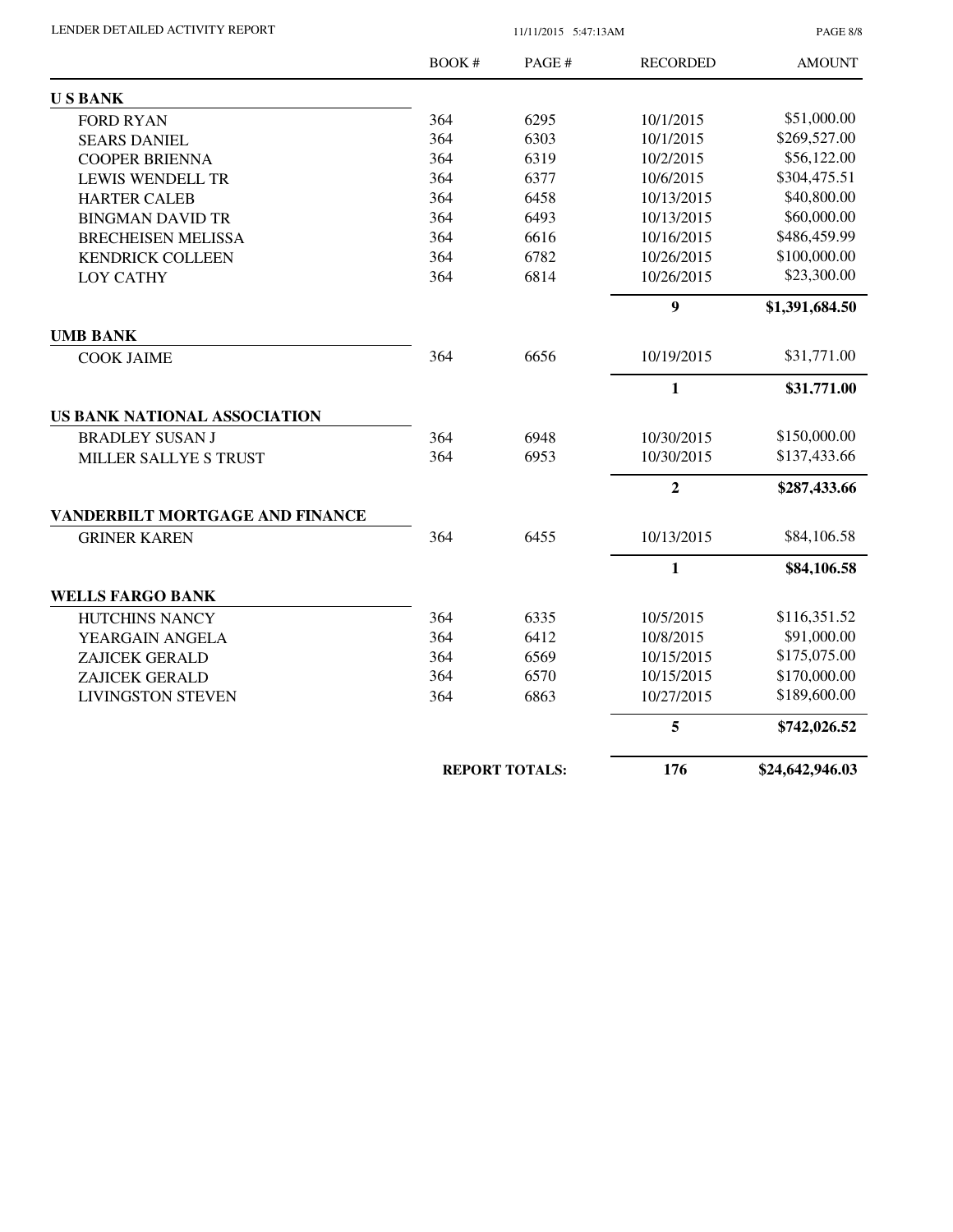| | BOOK # | PAGE # | RECORDED | AMOUNT |
|---|---|---|---|---|
| **U S BANK** | | | | |
| FORD RYAN | 364 | 6295 | 10/1/2015 | $51,000.00 |
| SEARS DANIEL | 364 | 6303 | 10/1/2015 | $269,527.00 |
| COOPER BRIENNA | 364 | 6319 | 10/2/2015 | $56,122.00 |
| LEWIS WENDELL TR | 364 | 6377 | 10/6/2015 | $304,475.51 |
| HARTER CALEB | 364 | 6458 | 10/13/2015 | $40,800.00 |
| BINGMAN DAVID TR | 364 | 6493 | 10/13/2015 | $60,000.00 |
| BRECHEISEN MELISSA | 364 | 6616 | 10/16/2015 | $486,459.99 |
| KENDRICK COLLEEN | 364 | 6782 | 10/26/2015 | $100,000.00 |
| LOY CATHY | 364 | 6814 | 10/26/2015 | $23,300.00 |
| | | | **9** | **$1,391,684.50** |
| **UMB BANK** | | | | |
| COOK JAIME | 364 | 6656 | 10/19/2015 | $31,771.00 |
| | | | **1** | **$31,771.00** |
| **US BANK NATIONAL ASSOCIATION** | | | | |
| BRADLEY SUSAN J | 364 | 6948 | 10/30/2015 | $150,000.00 |
| MILLER SALLYE S TRUST | 364 | 6953 | 10/30/2015 | $137,433.66 |
| | | | **2** | **$287,433.66** |
| **VANDERBILT MORTGAGE AND FINANCE** | | | | |
| GRINER KAREN | 364 | 6455 | 10/13/2015 | $84,106.58 |
| | | | **1** | **$84,106.58** |
| **WELLS FARGO BANK** | | | | |
| HUTCHINS NANCY | 364 | 6335 | 10/5/2015 | $116,351.52 |
| YEARGAIN ANGELA | 364 | 6412 | 10/8/2015 | $91,000.00 |
| ZAJICEK GERALD | 364 | 6569 | 10/15/2015 | $175,075.00 |
| ZAJICEK GERALD | 364 | 6570 | 10/15/2015 | $170,000.00 |
| LIVINGSTON STEVEN | 364 | 6863 | 10/27/2015 | $189,600.00 |
| | | | **5** | **$742,026.52** |
| | **REPORT TOTALS:** | | **176** | **$24,642,946.03** |